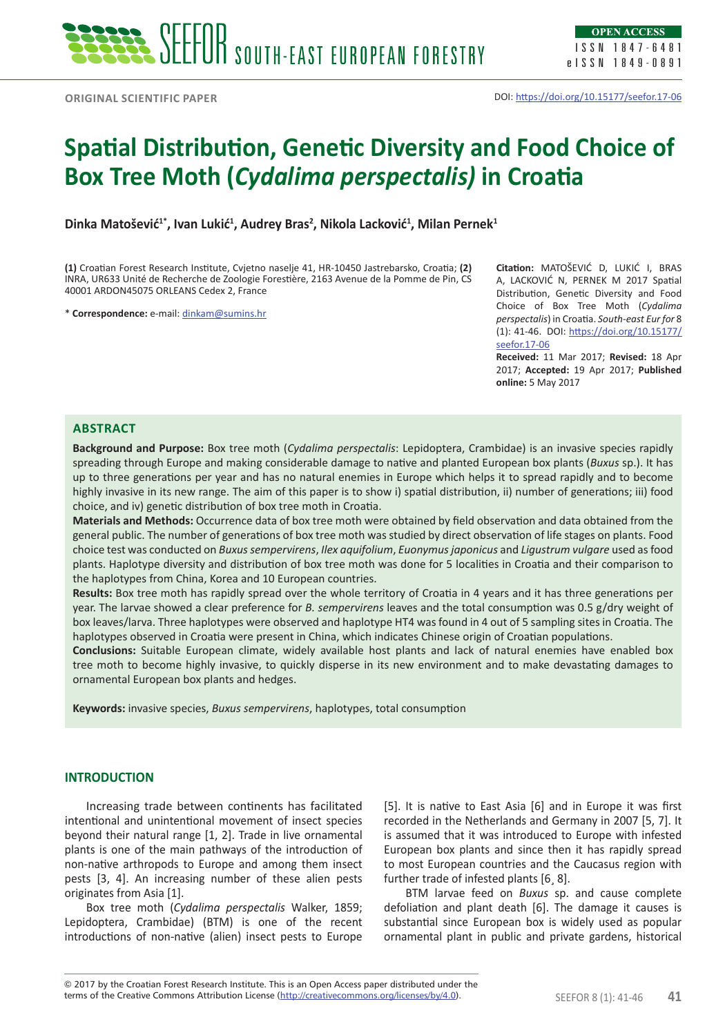ORIGINAL SCIENTIFIC PAPER

DOI: https://doi.org/10.15177/seefor.17-06

# Spatial Distribution, Genetic Diversity and Food Choice of Box Tree Moth (*Cydalima perspectalis)* in Croatia

**Dinka Matošević[1*], Ivan Lukić[1], Audrey Bras[2], Nikola Lacković[1], Milan Pernek[1]**

**(1)** Croatian Forest Research Institute, Cvjetno naselje 41, HR-10450 Jastrebarsko, Croatia; **(2)** INRA, UR633 Unité de Recherche de Zoologie Forestière, 2163 Avenue de la Pomme de Pin, CS 40001 ARDON45075 ORLEANS Cedex 2, France

\* **Correspondence:** e-mail: dinkam@sumins.hr

**Citation:** MATOŠEVIĆ D, LUKIĆ I, BRAS A, LACKOVIĆ N, PERNEK M 2017 Spatial Distribution, Genetic Diversity and Food Choice of Box Tree Moth (*Cydalima perspectalis*) in Croatia. *South-east Eur for* 8 (1): 41-46. DOI: https://doi.org/10.15177/seefor.17-06

**Received:** 11 Mar 2017; **Revised:** 18 Apr 2017; **Accepted:** 19 Apr 2017; **Published online:** 5 May 2017

## ABSTRACT

**Background and Purpose:** Box tree moth (*Cydalima perspectalis*: Lepidoptera, Crambidae) is an invasive species rapidly spreading through Europe and making considerable damage to native and planted European box plants (*Buxus* sp.). It has up to three generations per year and has no natural enemies in Europe which helps it to spread rapidly and to become highly invasive in its new range. The aim of this paper is to show i) spatial distribution, ii) number of generations; iii) food choice, and iv) genetic distribution of box tree moth in Croatia.

**Materials and Methods:** Occurrence data of box tree moth were obtained by field observation and data obtained from the general public. The number of generations of box tree moth was studied by direct observation of life stages on plants. Food choice test was conducted on *Buxus sempervirens*, *Ilex aquifolium*, *Euonymus japonicus* and *Ligustrum vulgare* used as food plants. Haplotype diversity and distribution of box tree moth was done for 5 localities in Croatia and their comparison to the haplotypes from China, Korea and 10 European countries.

**Results:** Box tree moth has rapidly spread over the whole territory of Croatia in 4 years and it has three generations per year. The larvae showed a clear preference for *B. sempervirens* leaves and the total consumption was 0.5 g/dry weight of box leaves/larva. Three haplotypes were observed and haplotype HT4 was found in 4 out of 5 sampling sites in Croatia. The haplotypes observed in Croatia were present in China, which indicates Chinese origin of Croatian populations.

**Conclusions:** Suitable European climate, widely available host plants and lack of natural enemies have enabled box tree moth to become highly invasive, to quickly disperse in its new environment and to make devastating damages to ornamental European box plants and hedges.

**Keywords:** invasive species, *Buxus sempervirens*, haplotypes, total consumption

## INTRODUCTION

Increasing trade between continents has facilitated intentional and unintentional movement of insect species beyond their natural range [1, 2]. Trade in live ornamental plants is one of the main pathways of the introduction of non-native arthropods to Europe and among them insect pests [3, 4]. An increasing number of these alien pests originates from Asia [1].

Box tree moth (*Cydalima perspectalis* Walker, 1859; Lepidoptera, Crambidae) (BTM) is one of the recent introductions of non-native (alien) insect pests to Europe [5]. It is native to East Asia [6] and in Europe it was first recorded in the Netherlands and Germany in 2007 [5, 7]. It is assumed that it was introduced to Europe with infested European box plants and since then it has rapidly spread to most European countries and the Caucasus region with further trade of infested plants [6, 8].

BTM larvae feed on *Buxus* sp. and cause complete defoliation and plant death [6]. The damage it causes is substantial since European box is widely used as popular ornamental plant in public and private gardens, historical

© 2017 by the Croatian Forest Research Institute. This is an Open Access paper distributed under the terms of the Creative Commons Attribution License (http://creativecommons.org/licenses/by/4.0).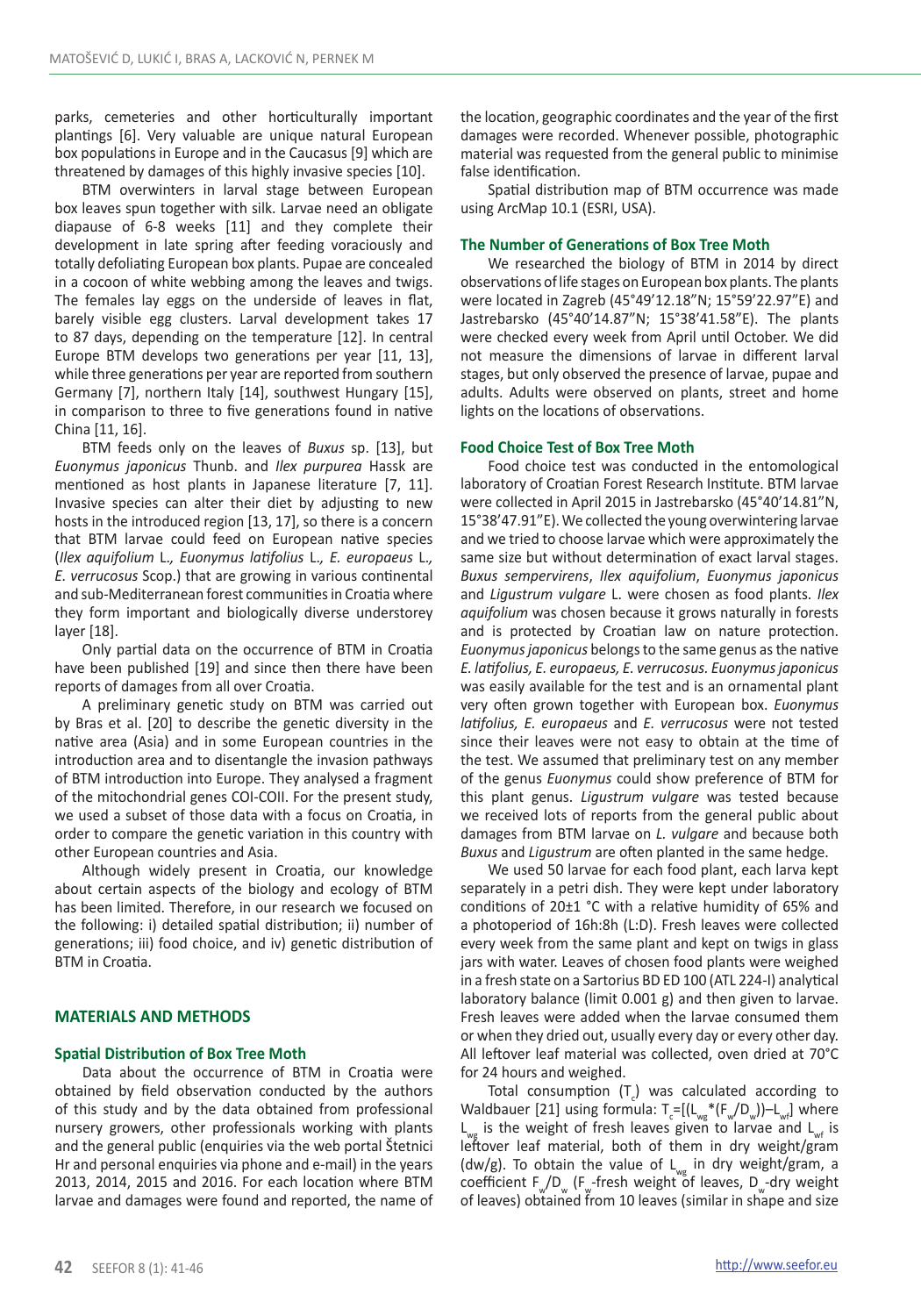parks, cemeteries and other horticulturally important plantings [6]. Very valuable are unique natural European box populations in Europe and in the Caucasus [9] which are threatened by damages of this highly invasive species [10].

BTM overwinters in larval stage between European box leaves spun together with silk. Larvae need an obligate diapause of 6-8 weeks [11] and they complete their development in late spring after feeding voraciously and totally defoliating European box plants. Pupae are concealed in a cocoon of white webbing among the leaves and twigs. The females lay eggs on the underside of leaves in flat, barely visible egg clusters. Larval development takes 17 to 87 days, depending on the temperature [12]. In central Europe BTM develops two generations per year [11, 13], while three generations per year are reported from southern Germany [7], northern Italy [14], southwest Hungary [15], in comparison to three to five generations found in native China [11, 16].

BTM feeds only on the leaves of *Buxus* sp. [13], but *Euonymus japonicus* Thunb. and *Ilex purpurea* Hassk are mentioned as host plants in Japanese literature [7, 11]. Invasive species can alter their diet by adjusting to new hosts in the introduced region [13, 17], so there is a concern that BTM larvae could feed on European native species (*Ilex aquifolium* L., *Euonymus latifolius* L., *E. europaeus* L., *E. verrucosus* Scop.) that are growing in various continental and sub-Mediterranean forest communities in Croatia where they form important and biologically diverse understorey layer [18].

Only partial data on the occurrence of BTM in Croatia have been published [19] and since then there have been reports of damages from all over Croatia.

A preliminary genetic study on BTM was carried out by Bras et al. [20] to describe the genetic diversity in the native area (Asia) and in some European countries in the introduction area and to disentangle the invasion pathways of BTM introduction into Europe. They analysed a fragment of the mitochondrial genes COI-COII. For the present study, we used a subset of those data with a focus on Croatia, in order to compare the genetic variation in this country with other European countries and Asia.

Although widely present in Croatia, our knowledge about certain aspects of the biology and ecology of BTM has been limited. Therefore, in our research we focused on the following: i) detailed spatial distribution; ii) number of generations; iii) food choice, and iv) genetic distribution of BTM in Croatia.

## MATERIALS AND METHODS

### Spatial Distribution of Box Tree Moth

Data about the occurrence of BTM in Croatia were obtained by field observation conducted by the authors of this study and by the data obtained from professional nursery growers, other professionals working with plants and the general public (enquiries via the web portal Štetnici Hr and personal enquiries via phone and e-mail) in the years 2013, 2014, 2015 and 2016. For each location where BTM larvae and damages were found and reported, the name of the location, geographic coordinates and the year of the first damages were recorded. Whenever possible, photographic material was requested from the general public to minimise false identification.

Spatial distribution map of BTM occurrence was made using ArcMap 10.1 (ESRI, USA).

### The Number of Generations of Box Tree Moth

We researched the biology of BTM in 2014 by direct observations of life stages on European box plants. The plants were located in Zagreb (45°49'12.18"N; 15°59'22.97"E) and Jastrebarsko (45°40'14.87"N; 15°38'41.58"E). The plants were checked every week from April until October. We did not measure the dimensions of larvae in different larval stages, but only observed the presence of larvae, pupae and adults. Adults were observed on plants, street and home lights on the locations of observations.

### Food Choice Test of Box Tree Moth

Food choice test was conducted in the entomological laboratory of Croatian Forest Research Institute. BTM larvae were collected in April 2015 in Jastrebarsko (45°40'14.81"N, 15°38'47.91"E). We collected the young overwintering larvae and we tried to choose larvae which were approximately the same size but without determination of exact larval stages. *Buxus sempervirens*, *Ilex aquifolium*, *Euonymus japonicus* and *Ligustrum vulgare* L. were chosen as food plants. *Ilex aquifolium* was chosen because it grows naturally in forests and is protected by Croatian law on nature protection. *Euonymus japonicus* belongs to the same genus as the native *E. latifolius, E. europaeus, E. verrucosus. Euonymus japonicus* was easily available for the test and is an ornamental plant very often grown together with European box. *Euonymus latifolius, E. europaeus* and *E. verrucosus* were not tested since their leaves were not easy to obtain at the time of the test. We assumed that preliminary test on any member of the genus *Euonymus* could show preference of BTM for this plant genus. *Ligustrum vulgare* was tested because we received lots of reports from the general public about damages from BTM larvae on *L. vulgare* and because both *Buxus* and *Ligustrum* are often planted in the same hedge.

We used 50 larvae for each food plant, each larva kept separately in a petri dish. They were kept under laboratory conditions of 20±1 °C with a relative humidity of 65% and a photoperiod of 16h:8h (L:D). Fresh leaves were collected every week from the same plant and kept on twigs in glass jars with water. Leaves of chosen food plants were weighed in a fresh state on a Sartorius BD ED 100 (ATL 224-I) analytical laboratory balance (limit 0.001 g) and then given to larvae. Fresh leaves were added when the larvae consumed them or when they dried out, usually every day or every other day. All leftover leaf material was collected, oven dried at 70°C for 24 hours and weighed.

Total consumption ($T_c$) was calculated according to Waldbauer [21] using formula: $T_c=[(L_{wg}*(F_w/D_w))-L_{wf}]$ where $L_{wg}$ is the weight of fresh leaves given to larvae and $L_{wf}$ is leftover leaf material, both of them in dry weight/gram (dw/g). To obtain the value of $L_{wg}$ in dry weight/gram, a coefficient $F_w/D_w$ ($F_w$-fresh weight of leaves, $D_w$-dry weight of leaves) obtained from 10 leaves (similar in shape and size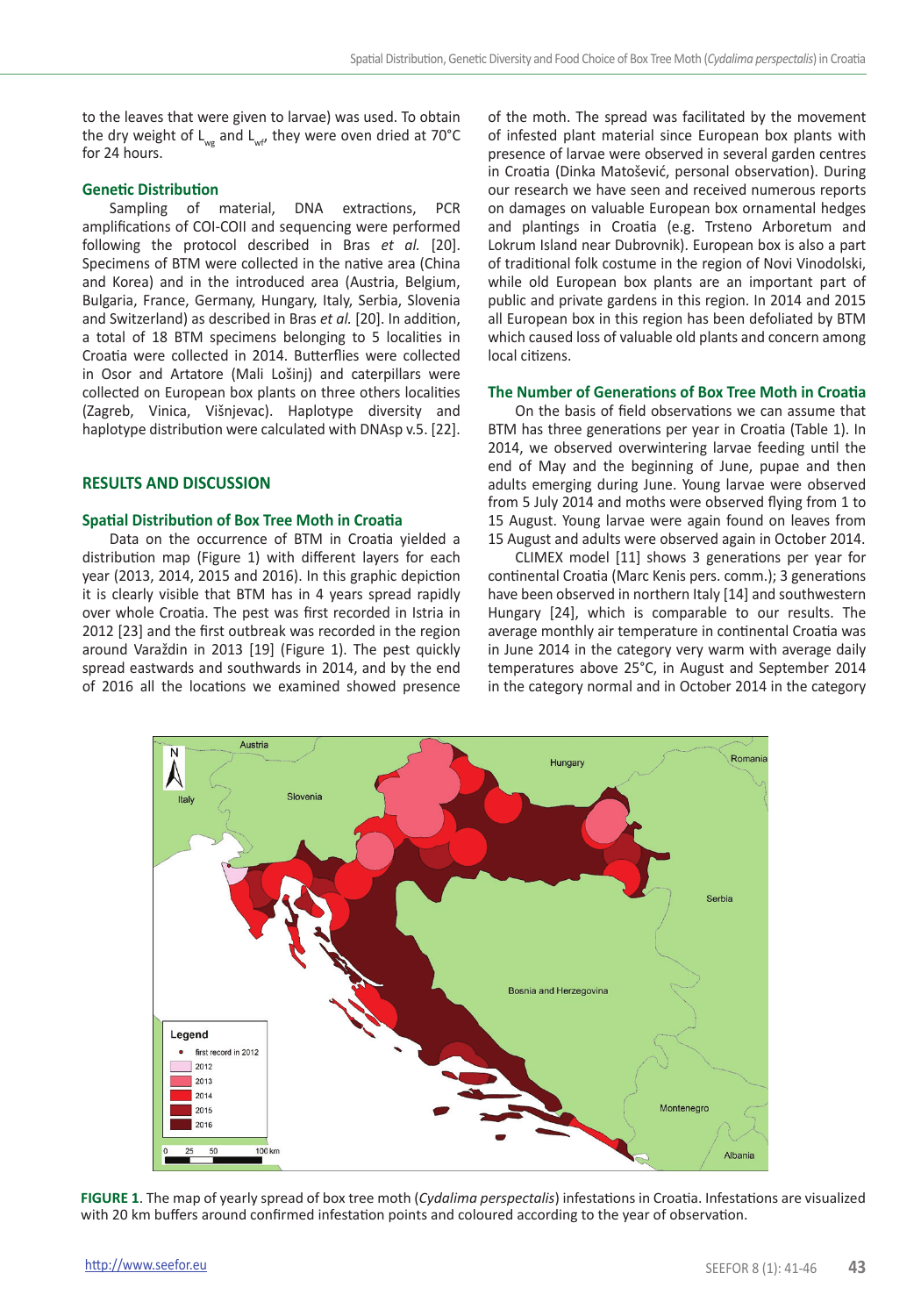to the leaves that were given to larvae) was used. To obtain the dry weight of $L_{wg}$ and $L_{wf}$, they were oven dried at 70°C for 24 hours.

### Genetic Distribution

Sampling of material, DNA extractions, PCR amplifications of COI-COII and sequencing were performed following the protocol described in Bras *et al.* [20]. Specimens of BTM were collected in the native area (China and Korea) and in the introduced area (Austria, Belgium, Bulgaria, France, Germany, Hungary, Italy, Serbia, Slovenia and Switzerland) as described in Bras *et al.* [20]. In addition, a total of 18 BTM specimens belonging to 5 localities in Croatia were collected in 2014. Butterflies were collected in Osor and Artatore (Mali Lošinj) and caterpillars were collected on European box plants on three others localities (Zagreb, Vinica, Višnjevac). Haplotype diversity and haplotype distribution were calculated with DNAsp v.5. [22].

## RESULTS AND DISCUSSION

### Spatial Distribution of Box Tree Moth in Croatia

Data on the occurrence of BTM in Croatia yielded a distribution map (Figure 1) with different layers for each year (2013, 2014, 2015 and 2016). In this graphic depiction it is clearly visible that BTM has in 4 years spread rapidly over whole Croatia. The pest was first recorded in Istria in 2012 [23] and the first outbreak was recorded in the region around Varaždin in 2013 [19] (Figure 1). The pest quickly spread eastwards and southwards in 2014, and by the end of 2016 all the locations we examined showed presence of the moth. The spread was facilitated by the movement of infested plant material since European box plants with presence of larvae were observed in several garden centres in Croatia (Dinka Matošević, personal observation). During our research we have seen and received numerous reports on damages on valuable European box ornamental hedges and plantings in Croatia (e.g. Trsteno Arboretum and Lokrum Island near Dubrovnik). European box is also a part of traditional folk costume in the region of Novi Vinodolski, while old European box plants are an important part of public and private gardens in this region. In 2014 and 2015 all European box in this region has been defoliated by BTM which caused loss of valuable old plants and concern among local citizens.

### The Number of Generations of Box Tree Moth in Croatia

On the basis of field observations we can assume that BTM has three generations per year in Croatia (Table 1). In 2014, we observed overwintering larvae feeding until the end of May and the beginning of June, pupae and then adults emerging during June. Young larvae were observed from 5 July 2014 and moths were observed flying from 1 to 15 August. Young larvae were again found on leaves from 15 August and adults were observed again in October 2014.

CLIMEX model [11] shows 3 generations per year for continental Croatia (Marc Kenis pers. comm.); 3 generations have been observed in northern Italy [14] and southwestern Hungary [24], which is comparable to our results. The average monthly air temperature in continental Croatia was in June 2014 in the category very warm with average daily temperatures above 25°C, in August and September 2014 in the category normal and in October 2014 in the category

**FIGURE 1**. The map of yearly spread of box tree moth (*Cydalima perspectalis*) infestations in Croatia. Infestations are visualized with 20 km buffers around confirmed infestation points and coloured according to the year of observation.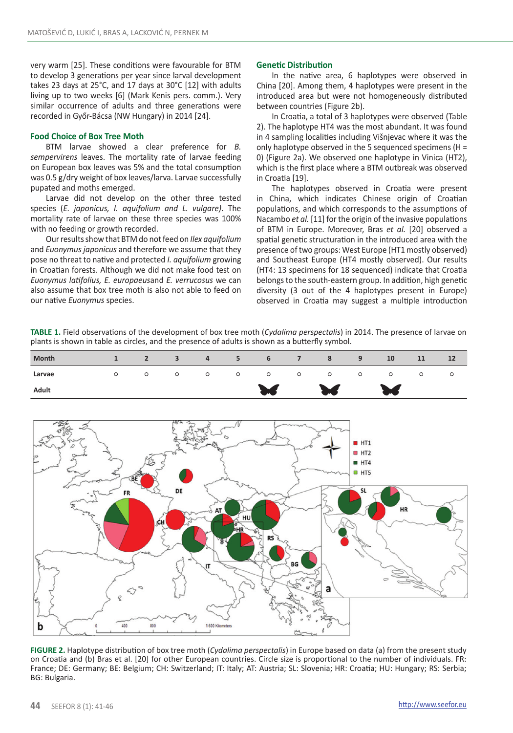very warm [25]. These conditions were favourable for BTM to develop 3 generations per year since larval development takes 23 days at 25°C, and 17 days at 30°C [12] with adults living up to two weeks [6] (Mark Kenis pers. comm.). Very similar occurrence of adults and three generations were recorded in Győr-Bácsa (NW Hungary) in 2014 [24].

## Food Choice of Box Tree Moth

BTM larvae showed a clear preference for *B. sempervirens* leaves. The mortality rate of larvae feeding on European box leaves was 5% and the total consumption was 0.5 g/dry weight of box leaves/larva. Larvae successfully pupated and moths emerged.

Larvae did not develop on the other three tested species (*E. japonicus, I. aquifolium and L. vulgare)*. The mortality rate of larvae on these three species was 100% with no feeding or growth recorded.

Our results show that BTM do not feed on *Ilex aquifolium* and *Euonymus japonicus* and therefore we assume that they pose no threat to native and protected *I. aquifolium* growing in Croatian forests. Although we did not make food test on *Euonymus latifolius, E. europaeus* and *E. verrucosus* we can also assume that box tree moth is also not able to feed on our native *Euonymus* species.

## Genetic Distribution

In the native area, 6 haplotypes were observed in China [20]. Among them, 4 haplotypes were present in the introduced area but were not homogeneously distributed between countries (Figure 2b).

In Croatia, a total of 3 haplotypes were observed (Table 2). The haplotype HT4 was the most abundant. It was found in 4 sampling localities including Višnjevac where it was the only haplotype observed in the 5 sequenced specimens (H = 0) (Figure 2a). We observed one haplotype in Vinica (HT2), which is the first place where a BTM outbreak was observed in Croatia [19].

The haplotypes observed in Croatia were present in China, which indicates Chinese origin of Croatian populations, and which corresponds to the assumptions of Nacambo *et al.* [11] for the origin of the invasive populations of BTM in Europe. Moreover, Bras *et al.* [20] observed a spatial genetic structuration in the introduced area with the presence of two groups: West Europe (HT1 mostly observed) and Southeast Europe (HT4 mostly observed). Our results (HT4: 13 specimens for 18 sequenced) indicate that Croatia belongs to the south-eastern group. In addition, high genetic diversity (3 out of the 4 haplotypes present in Europe) observed in Croatia may suggest a multiple introduction

**TABLE 1.** Field observations of the development of box tree moth (*Cydalima perspectalis*) in 2014. The presence of larvae on plants is shown in table as circles, and the presence of adults is shown as a butterfly symbol.

| Month | 1 | 2 | 3 | 4 | 5 | 6 | 7 | 8 | 9 | 10 | 11 | 12 |
|---|---|---|---|---|---|---|---|---|---|---|---|---|
| Larvae | ○ | ○ | ○ | ○ | ○ | ○ | ○ | ○ | ○ | ○ | ○ | ○ |
| Adult | | | | | | 🦋 | | 🦋 | | 🦋 | | |

**FIGURE 2.** Haplotype distribution of box tree moth (*Cydalima perspectalis*) in Europe based on data (a) from the present study on Croatia and (b) Bras et al. [20] for other European countries. Circle size is proportional to the number of individuals. FR: France; DE: Germany; BE: Belgium; CH: Switzerland; IT: Italy; AT: Austria; SL: Slovenia; HR: Croatia; HU: Hungary; RS: Serbia; BG: Bulgaria.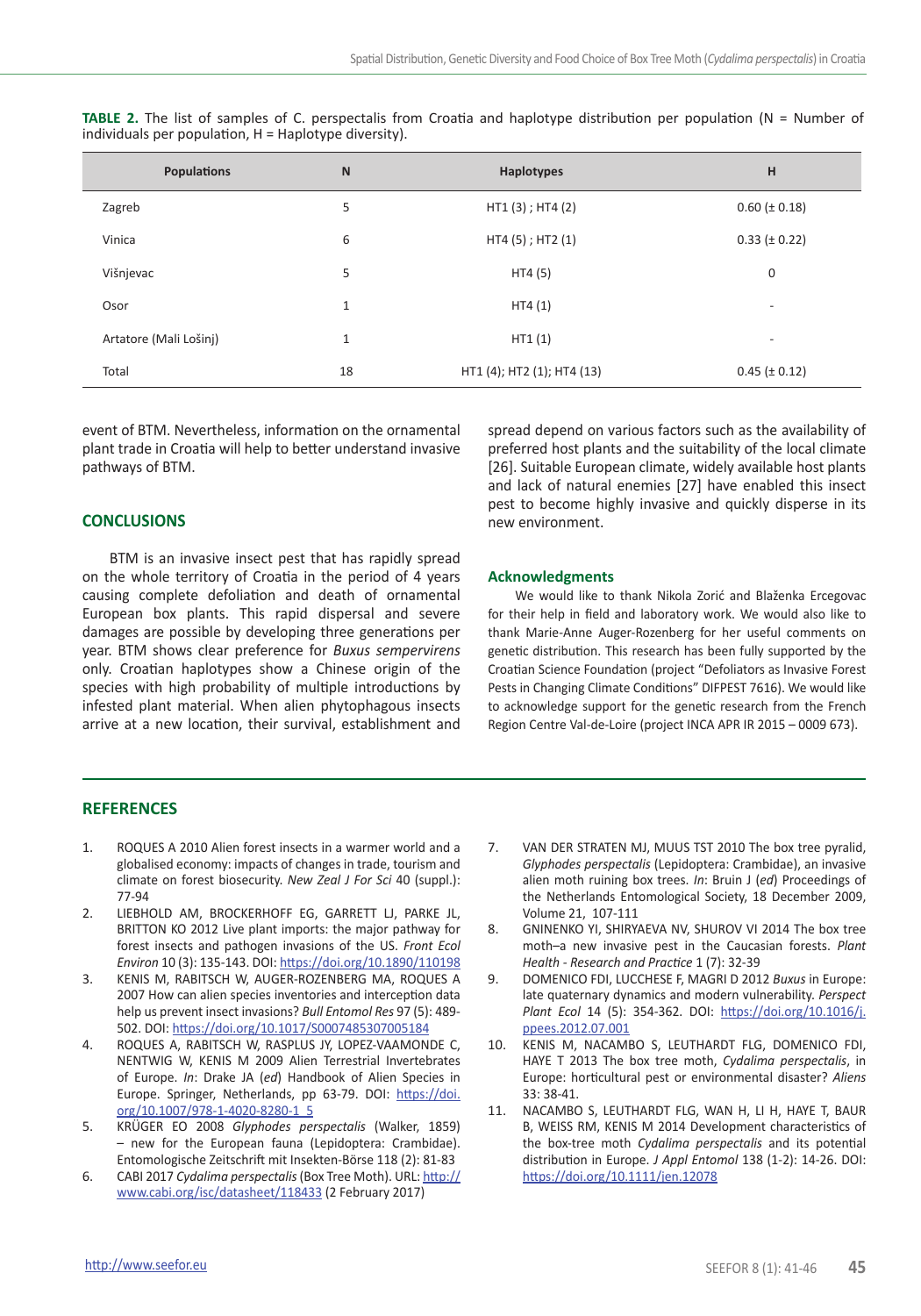**TABLE 2.** The list of samples of C. perspectalis from Croatia and haplotype distribution per population (N = Number of individuals per population, H = Haplotype diversity).

| Populations | N | Haplotypes | H |
|---|---|---|---|
| Zagreb | 5 | HT1 (3) ; HT4 (2) | 0.60 (± 0.18) |
| Vinica | 6 | HT4 (5) ; HT2 (1) | 0.33 (± 0.22) |
| Višnjevac | 5 | HT4 (5) | 0 |
| Osor | 1 | HT4 (1) | - |
| Artatore (Mali Lošinj) | 1 | HT1 (1) | - |
| Total | 18 | HT1 (4); HT2 (1); HT4 (13) | 0.45 (± 0.12) |

event of BTM. Nevertheless, information on the ornamental plant trade in Croatia will help to better understand invasive pathways of BTM.

## CONCLUSIONS

BTM is an invasive insect pest that has rapidly spread on the whole territory of Croatia in the period of 4 years causing complete defoliation and death of ornamental European box plants. This rapid dispersal and severe damages are possible by developing three generations per year. BTM shows clear preference for *Buxus sempervirens* only. Croatian haplotypes show a Chinese origin of the species with high probability of multiple introductions by infested plant material. When alien phytophagous insects arrive at a new location, their survival, establishment and spread depend on various factors such as the availability of preferred host plants and the suitability of the local climate [26]. Suitable European climate, widely available host plants and lack of natural enemies [27] have enabled this insect pest to become highly invasive and quickly disperse in its new environment.

### Acknowledgments

We would like to thank Nikola Zorić and Blaženka Ercegovac for their help in field and laboratory work. We would also like to thank Marie-Anne Auger-Rozenberg for her useful comments on genetic distribution. This research has been fully supported by the Croatian Science Foundation (project "Defoliators as Invasive Forest Pests in Changing Climate Conditions" DIFPEST 7616). We would like to acknowledge support for the genetic research from the French Region Centre Val-de-Loire (project INCA APR IR 2015 – 0009 673).

## REFERENCES

1. ROQUES A 2010 Alien forest insects in a warmer world and a globalised economy: impacts of changes in trade, tourism and climate on forest biosecurity. *New Zeal J For Sci* 40 (suppl.): 77-94
2. LIEBHOLD AM, BROCKERHOFF EG, GARRETT LJ, PARKE JL, BRITTON KO 2012 Live plant imports: the major pathway for forest insects and pathogen invasions of the US. *Front Ecol Environ* 10 (3): 135-143. DOI: https://doi.org/10.1890/110198
3. KENIS M, RABITSCH W, AUGER-ROZENBERG MA, ROQUES A 2007 How can alien species inventories and interception data help us prevent insect invasions? *Bull Entomol Res* 97 (5): 489-502. DOI: https://doi.org/10.1017/S0007485307005184
4. ROQUES A, RABITSCH W, RASPLUS JY, LOPEZ-VAAMONDE C, NENTWIG W, KENIS M 2009 Alien Terrestrial Invertebrates of Europe. *In*: Drake JA (*ed*) Handbook of Alien Species in Europe. Springer, Netherlands, pp 63-79. DOI: https://doi.org/10.1007/978-1-4020-8280-1_5
5. KRÜGER EO 2008 *Glyphodes perspectalis* (Walker, 1859) – new for the European fauna (Lepidoptera: Crambidae). Entomologische Zeitschrift mit Insekten-Börse 118 (2): 81-83
6. CABI 2017 *Cydalima perspectalis* (Box Tree Moth). URL: http://www.cabi.org/isc/datasheet/118433 (2 February 2017)
7. VAN DER STRATEN MJ, MUUS TST 2010 The box tree pyralid, *Glyphodes perspectalis* (Lepidoptera: Crambidae), an invasive alien moth ruining box trees. *In*: Bruin J (*ed*) Proceedings of the Netherlands Entomological Society, 18 December 2009, Volume 21, 107-111
8. GNINENKO YI, SHIRYAEVA NV, SHUROV VI 2014 The box tree moth–a new invasive pest in the Caucasian forests. *Plant Health - Research and Practice* 1 (7): 32-39
9. DOMENICO FDI, LUCCHESE F, MAGRI D 2012 *Buxus* in Europe: late quaternary dynamics and modern vulnerability. *Perspect Plant Ecol* 14 (5): 354-362. DOI: https://doi.org/10.1016/j.ppees.2012.07.001
10. KENIS M, NACAMBO S, LEUTHARDT FLG, DOMENICO FDI, HAYE T 2013 The box tree moth, *Cydalima perspectalis*, in Europe: horticultural pest or environmental disaster? *Aliens* 33: 38-41.
11. NACAMBO S, LEUTHARDT FLG, WAN H, LI H, HAYE T, BAUR B, WEISS RM, KENIS M 2014 Development characteristics of the box-tree moth *Cydalima perspectalis* and its potential distribution in Europe. *J Appl Entomol* 138 (1-2): 14-26. DOI: https://doi.org/10.1111/jen.12078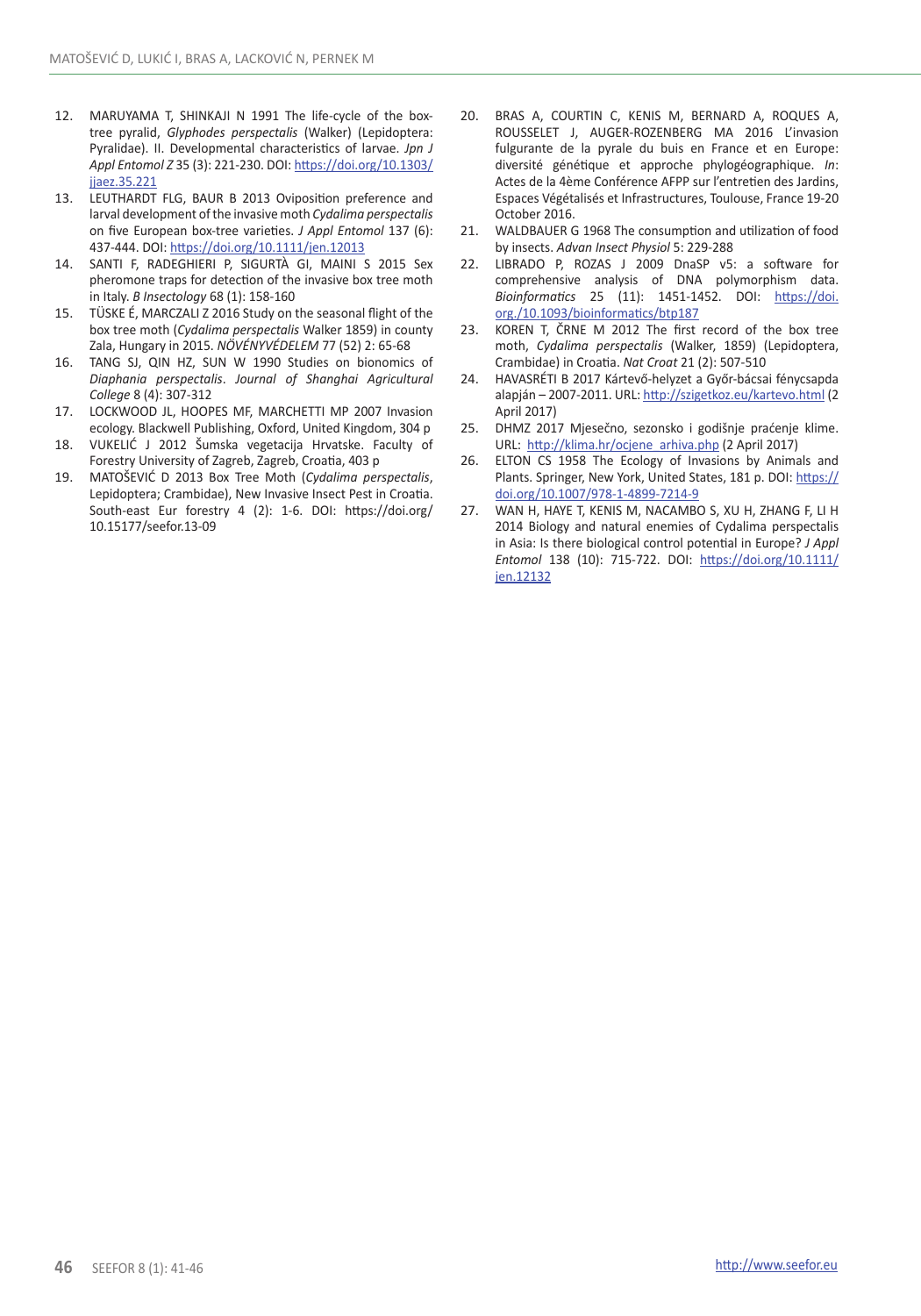12. MARUYAMA T, SHINKAJI N 1991 The life-cycle of the box-tree pyralid, *Glyphodes perspectalis* (Walker) (Lepidoptera: Pyralidae). II. Developmental characteristics of larvae. *Jpn J Appl Entomol Z* 35 (3): 221-230. DOI: [https://doi.org/10.1303/jjaez.35.221](https://doi.org/10.1303/jjaez.35.221)
13. LEUTHARDT FLG, BAUR B 2013 Oviposition preference and larval development of the invasive moth *Cydalima perspectalis* on five European box-tree varieties. *J Appl Entomol* 137 (6): 437-444. DOI: [https://doi.org/10.1111/jen.12013](https://doi.org/10.1111/jen.12013)
14. SANTI F, RADEGHIERI P, SIGURTÀ GI, MAINI S 2015 Sex pheromone traps for detection of the invasive box tree moth in Italy. *B Insectology* 68 (1): 158-160
15. TÜSKE É, MARCZALI Z 2016 Study on the seasonal flight of the box tree moth (*Cydalima perspectalis* Walker 1859) in county Zala, Hungary in 2015. *NÖVÉNYVÉDELEM* 77 (52) 2: 65-68
16. TANG SJ, QIN HZ, SUN W 1990 Studies on bionomics of *Diaphania perspectalis*. *Journal of Shanghai Agricultural College* 8 (4): 307-312
17. LOCKWOOD JL, HOOPES MF, MARCHETTI MP 2007 Invasion ecology. Blackwell Publishing, Oxford, United Kingdom, 304 p
18. VUKELIĆ J 2012 Šumska vegetacija Hrvatske. Faculty of Forestry University of Zagreb, Zagreb, Croatia, 403 p
19. MATOŠEVIĆ D 2013 Box Tree Moth (*Cydalima perspectalis*, Lepidoptera; Crambidae), New Invasive Insect Pest in Croatia. South-east Eur forestry 4 (2): 1-6. DOI: https://doi.org/10.15177/seefor.13-09
20. BRAS A, COURTIN C, KENIS M, BERNARD A, ROQUES A, ROUSSELET J, AUGER-ROZENBERG MA 2016 L'invasion fulgurante de la pyrale du buis en France et en Europe: diversité génétique et approche phylogéographique. *In*: Actes de la 4ème Conférence AFPP sur l'entretien des Jardins, Espaces Végétalisés et Infrastructures, Toulouse, France 19-20 October 2016.
21. WALDBAUER G 1968 The consumption and utilization of food by insects. *Advan Insect Physiol* 5: 229-288
22. LIBRADO P, ROZAS J 2009 DnaSP v5: a software for comprehensive analysis of DNA polymorphism data. *Bioinformatics* 25 (11): 1451-1452. DOI: [https://doi.org./10.1093/bioinformatics/btp187](https://doi.org./10.1093/bioinformatics/btp187)
23. KOREN T, ČRNE M 2012 The first record of the box tree moth, *Cydalima perspectalis* (Walker, 1859) (Lepidoptera, Crambidae) in Croatia. *Nat Croat* 21 (2): 507-510
24. HAVASRÉTI B 2017 Kártevő-helyzet a Győr-bácsai fénycsapda alapján – 2007-2011. URL: [http://szigetkoz.eu/kartevo.html](http://szigetkoz.eu/kartevo.html) (2 April 2017)
25. DHMZ 2017 Mjesečno, sezonsko i godišnje praćenje klime. URL: [http://klima.hr/ocjene_arhiva.php](http://klima.hr/ocjene_arhiva.php) (2 April 2017)
26. ELTON CS 1958 The Ecology of Invasions by Animals and Plants. Springer, New York, United States, 181 p. DOI: [https://doi.org/10.1007/978-1-4899-7214-9](https://doi.org/10.1007/978-1-4899-7214-9)
27. WAN H, HAYE T, KENIS M, NACAMBO S, XU H, ZHANG F, LI H 2014 Biology and natural enemies of Cydalima perspectalis in Asia: Is there biological control potential in Europe? *J Appl Entomol* 138 (10): 715-722. DOI: [https://doi.org/10.1111/jen.12132](https://doi.org/10.1111/jen.12132)